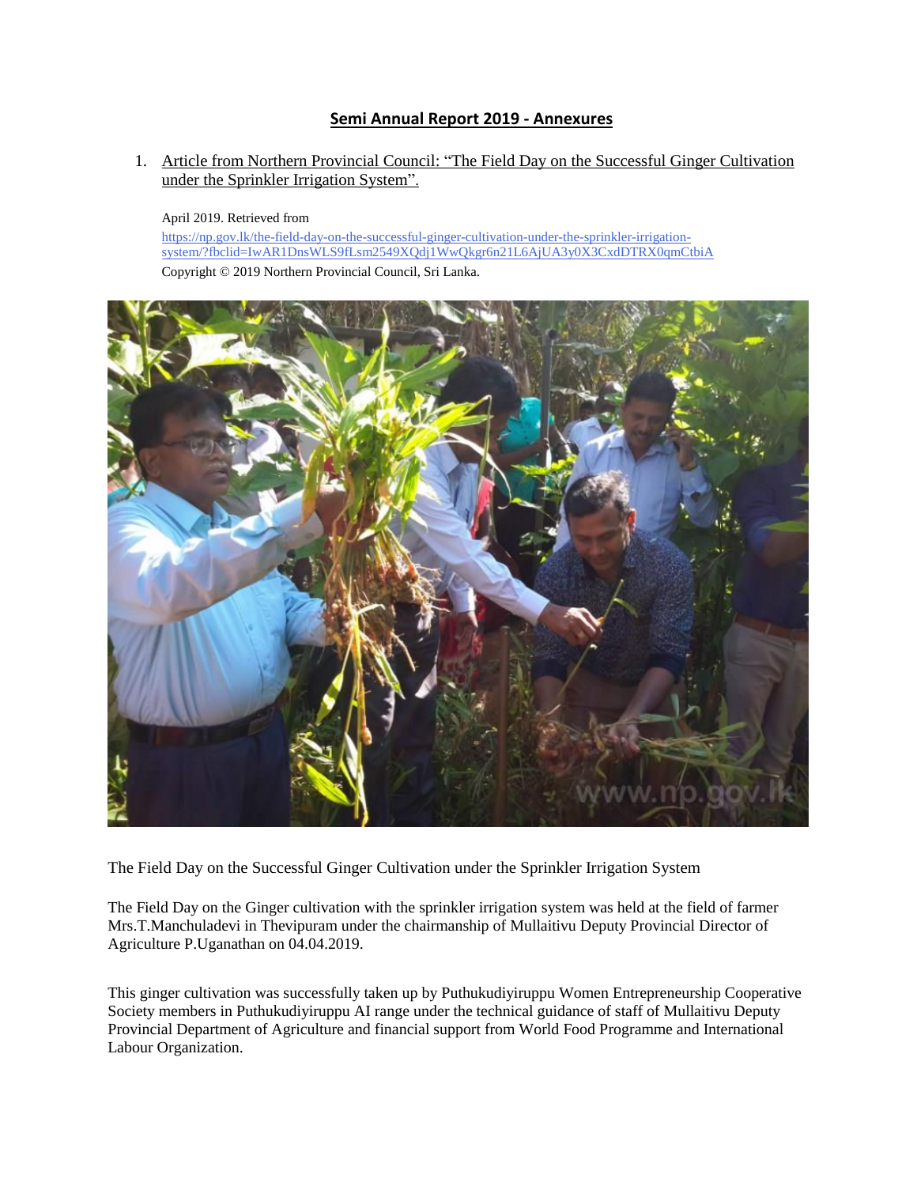# Semi Annual Report 2019 - Annexures

1. Article from Northern Provincial Council: "The Field Day on the Successful Ginger Cultivation under the Sprinkler Irrigation System".

April 2019. Retrieved from https://np.gov.lk/the-field-day-on-the-successful-ginger-cultivation-under-the-sprinkler-irrigation-system/?fbclid=IwAR1DnsWLS9fLsm2549XQdj1WwQkgr6n21L6AjUA3y0X3CxdDTRX0qmCtbiA

Copyright © 2019 Northern Provincial Council, Sri Lanka.

The Field Day on the Successful Ginger Cultivation under the Sprinkler Irrigation System

The Field Day on the Ginger cultivation with the sprinkler irrigation system was held at the field of farmer Mrs.T.Manchuladevi in Thevipuram under the chairmanship of Mullaitivu Deputy Provincial Director of Agriculture P.Uganathan on 04.04.2019.

This ginger cultivation was successfully taken up by Puthukudiyiruppu Women Entrepreneurship Cooperative Society members in Puthukudiyiruppu AI range under the technical guidance of staff of Mullaitivu Deputy Provincial Department of Agriculture and financial support from World Food Programme and International Labour Organization.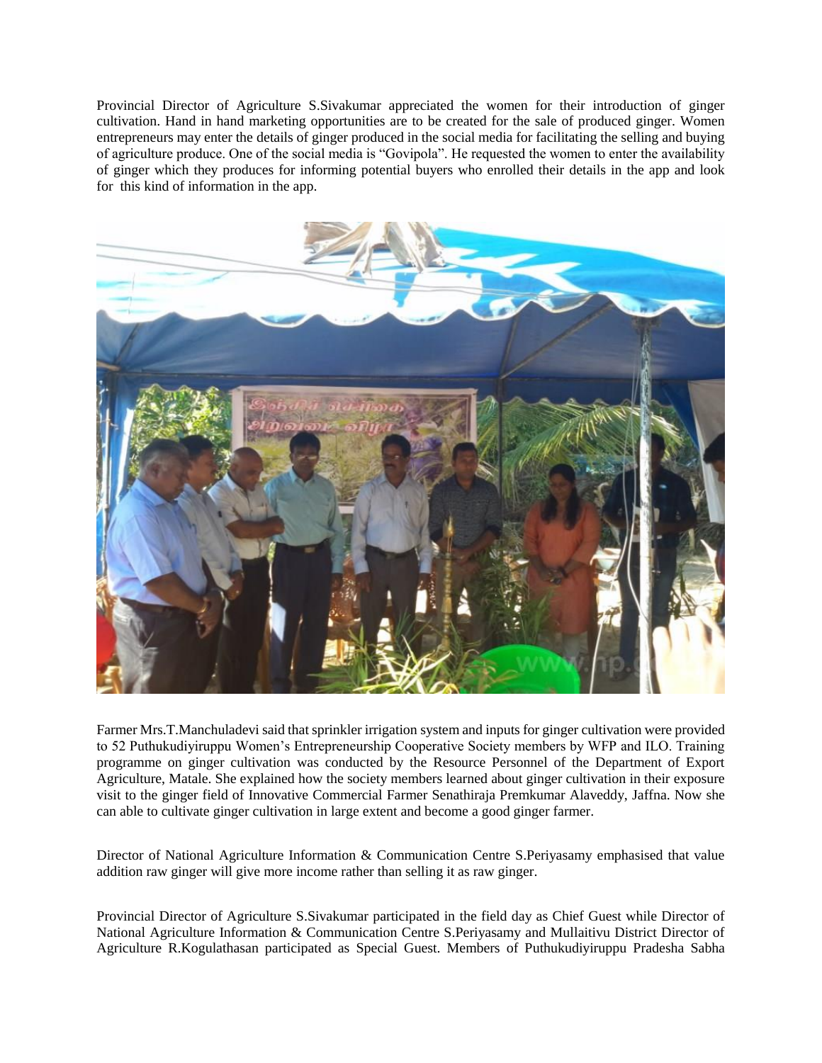Provincial Director of Agriculture S.Sivakumar appreciated the women for their introduction of ginger cultivation. Hand in hand marketing opportunities are to be created for the sale of produced ginger. Women entrepreneurs may enter the details of ginger produced in the social media for facilitating the selling and buying of agriculture produce. One of the social media is "Govipola". He requested the women to enter the availability of ginger which they produces for informing potential buyers who enrolled their details in the app and look for this kind of information in the app.

Farmer Mrs.T.Manchuladevi said that sprinkler irrigation system and inputs for ginger cultivation were provided to 52 Puthukudiyiruppu Women's Entrepreneurship Cooperative Society members by WFP and ILO. Training programme on ginger cultivation was conducted by the Resource Personnel of the Department of Export Agriculture, Matale. She explained how the society members learned about ginger cultivation in their exposure visit to the ginger field of Innovative Commercial Farmer Senathiraja Premkumar Alaveddy, Jaffna. Now she can able to cultivate ginger cultivation in large extent and become a good ginger farmer.

Director of National Agriculture Information & Communication Centre S.Periyasamy emphasised that value addition raw ginger will give more income rather than selling it as raw ginger.

Provincial Director of Agriculture S.Sivakumar participated in the field day as Chief Guest while Director of National Agriculture Information & Communication Centre S.Periyasamy and Mullaitivu District Director of Agriculture R.Kogulathasan participated as Special Guest. Members of Puthukudiyiruppu Pradesha Sabha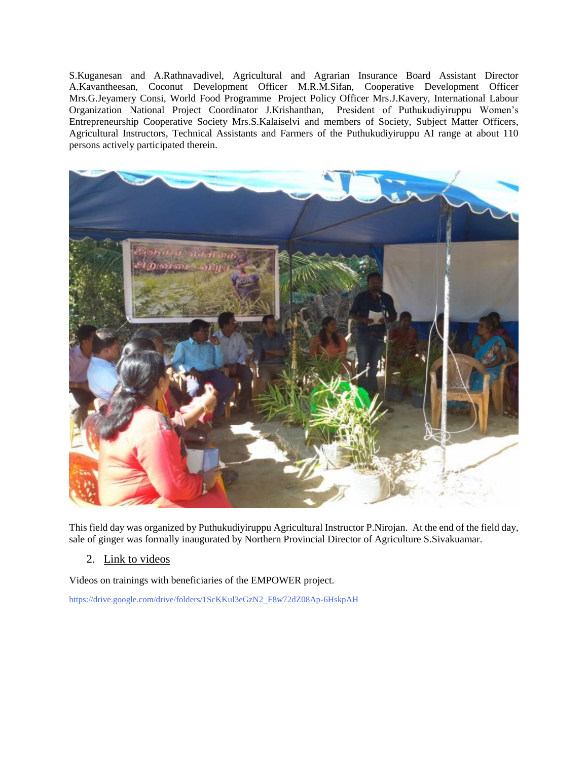S.Kuganesan and A.Rathnavadivel, Agricultural and Agrarian Insurance Board Assistant Director A.Kavantheesan, Coconut Development Officer M.R.M.Sifan, Cooperative Development Officer Mrs.G.Jeyamery Consi, World Food Programme Project Policy Officer Mrs.J.Kavery, International Labour Organization National Project Coordinator J.Krishanthan, President of Puthukudiyiruppu Women's Entrepreneurship Cooperative Society Mrs.S.Kalaiselvi and members of Society, Subject Matter Officers, Agricultural Instructors, Technical Assistants and Farmers of the Puthukudiyiruppu AI range at about 110 persons actively participated therein.

This field day was organized by Puthukudiyiruppu Agricultural Instructor P.Nirojan. At the end of the field day, sale of ginger was formally inaugurated by Northern Provincial Director of Agriculture S.Sivakuamar.

2. Link to videos

Videos on trainings with beneficiaries of the EMPOWER project.

https://drive.google.com/drive/folders/1ScKKul3eGzN2_F8w72dZ08Ap-6HskpAH